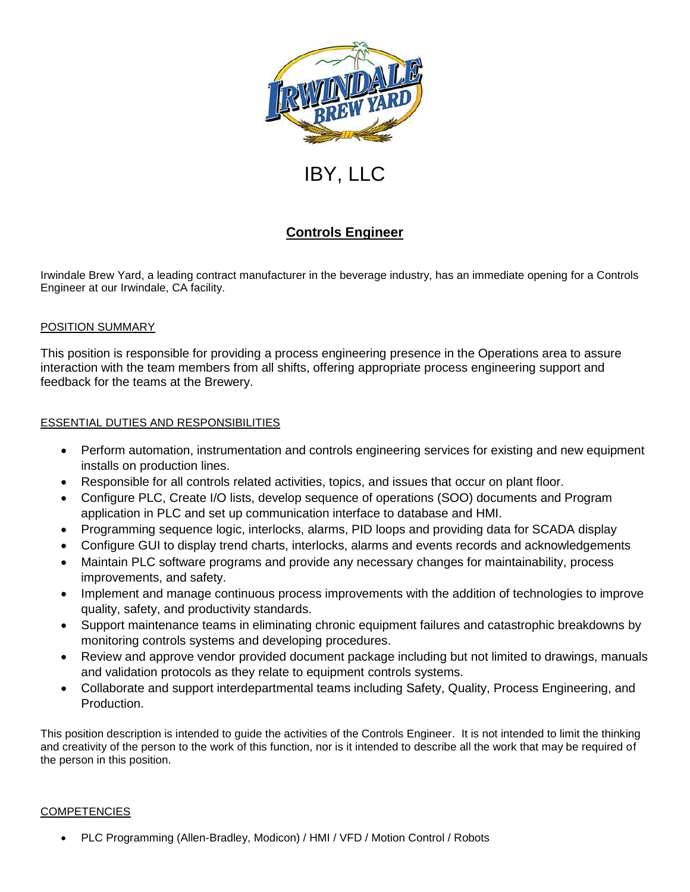# IBY, LLC

## Controls Engineer

Irwindale Brew Yard, a leading contract manufacturer in the beverage industry, has an immediate opening for a Controls Engineer at our Irwindale, CA facility.

### POSITION SUMMARY

This position is responsible for providing a process engineering presence in the Operations area to assure interaction with the team members from all shifts, offering appropriate process engineering support and feedback for the teams at the Brewery.

### ESSENTIAL DUTIES AND RESPONSIBILITIES

- Perform automation, instrumentation and controls engineering services for existing and new equipment installs on production lines.
- Responsible for all controls related activities, topics, and issues that occur on plant floor.
- Configure PLC, Create I/O lists, develop sequence of operations (SOO) documents and Program application in PLC and set up communication interface to database and HMI.
- Programming sequence logic, interlocks, alarms, PID loops and providing data for SCADA display
- Configure GUI to display trend charts, interlocks, alarms and events records and acknowledgements
- Maintain PLC software programs and provide any necessary changes for maintainability, process improvements, and safety.
- Implement and manage continuous process improvements with the addition of technologies to improve quality, safety, and productivity standards.
- Support maintenance teams in eliminating chronic equipment failures and catastrophic breakdowns by monitoring controls systems and developing procedures.
- Review and approve vendor provided document package including but not limited to drawings, manuals and validation protocols as they relate to equipment controls systems.
- Collaborate and support interdepartmental teams including Safety, Quality, Process Engineering, and Production.

This position description is intended to guide the activities of the Controls Engineer. It is not intended to limit the thinking and creativity of the person to the work of this function, nor is it intended to describe all the work that may be required of the person in this position.

### COMPETENCIES

- PLC Programming (Allen-Bradley, Modicon) / HMI / VFD / Motion Control / Robots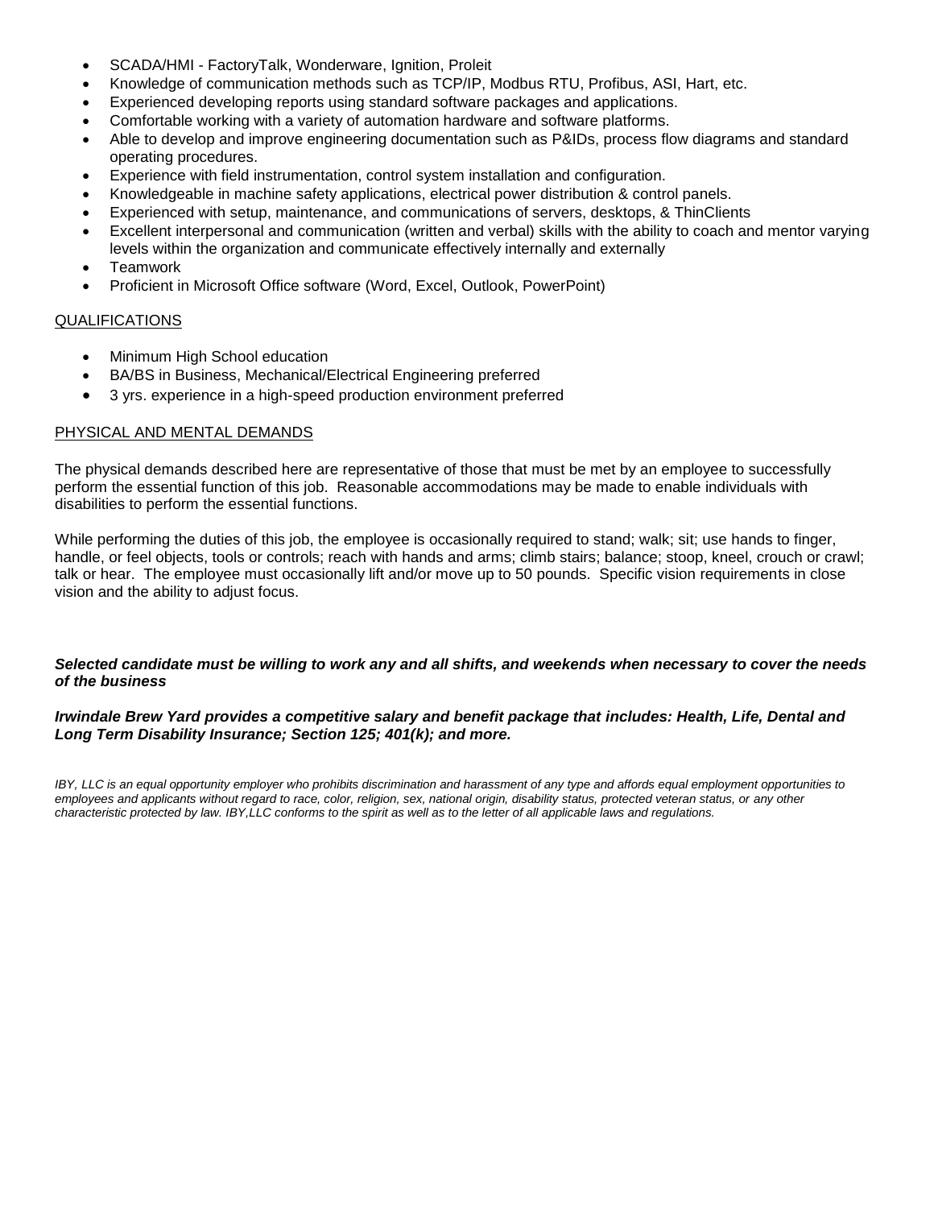- SCADA/HMI - FactoryTalk, Wonderware, Ignition, Proleit
- Knowledge of communication methods such as TCP/IP, Modbus RTU, Profibus, ASI, Hart, etc.
- Experienced developing reports using standard software packages and applications.
- Comfortable working with a variety of automation hardware and software platforms.
- Able to develop and improve engineering documentation such as P&IDs, process flow diagrams and standard operating procedures.
- Experience with field instrumentation, control system installation and configuration.
- Knowledgeable in machine safety applications, electrical power distribution & control panels.
- Experienced with setup, maintenance, and communications of servers, desktops, & ThinClients
- Excellent interpersonal and communication (written and verbal) skills with the ability to coach and mentor varying levels within the organization and communicate effectively internally and externally
- Teamwork
- Proficient in Microsoft Office software (Word, Excel, Outlook, PowerPoint)

## QUALIFICATIONS

- Minimum High School education
- BA/BS in Business, Mechanical/Electrical Engineering preferred
- 3 yrs. experience in a high-speed production environment preferred

## PHYSICAL AND MENTAL DEMANDS

The physical demands described here are representative of those that must be met by an employee to successfully perform the essential function of this job. Reasonable accommodations may be made to enable individuals with disabilities to perform the essential functions.

While performing the duties of this job, the employee is occasionally required to stand; walk; sit; use hands to finger, handle, or feel objects, tools or controls; reach with hands and arms; climb stairs; balance; stoop, kneel, crouch or crawl; talk or hear. The employee must occasionally lift and/or move up to 50 pounds. Specific vision requirements in close vision and the ability to adjust focus.

***Selected candidate must be willing to work any and all shifts, and weekends when necessary to cover the needs of the business***

***Irwindale Brew Yard provides a competitive salary and benefit package that includes: Health, Life, Dental and Long Term Disability Insurance; Section 125; 401(k); and more.***

*IBY, LLC is an equal opportunity employer who prohibits discrimination and harassment of any type and affords equal employment opportunities to employees and applicants without regard to race, color, religion, sex, national origin, disability status, protected veteran status, or any other characteristic protected by law. IBY,LLC conforms to the spirit as well as to the letter of all applicable laws and regulations.*